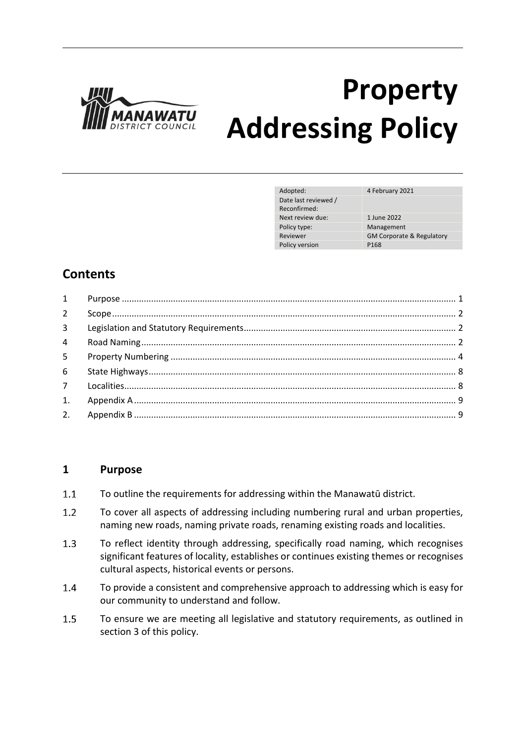# Property Addressing Policy

| Adopted: | 4 February 2021 |
| --- | --- |
| Date last reviewed / Reconfirmed: | |
| Next review due: | 1 June 2022 |
| Policy type: | Management |
| Reviewer | GM Corporate & Regulatory |
| Policy version | P168 |

## Contents

1 Purpose ........ 1
2 Scope ........ 2
3 Legislation and Statutory Requirements ........ 2
4 Road Naming ........ 2
5 Property Numbering ........ 4
6 State Highways ........ 8
7 Localities ........ 8
1. Appendix A ........ 9
2. Appendix B ........ 9

## 1 Purpose

1.1 To outline the requirements for addressing within the Manawatū district.

1.2 To cover all aspects of addressing including numbering rural and urban properties, naming new roads, naming private roads, renaming existing roads and localities.

1.3 To reflect identity through addressing, specifically road naming, which recognises significant features of locality, establishes or continues existing themes or recognises cultural aspects, historical events or persons.

1.4 To provide a consistent and comprehensive approach to addressing which is easy for our community to understand and follow.

1.5 To ensure we are meeting all legislative and statutory requirements, as outlined in section 3 of this policy.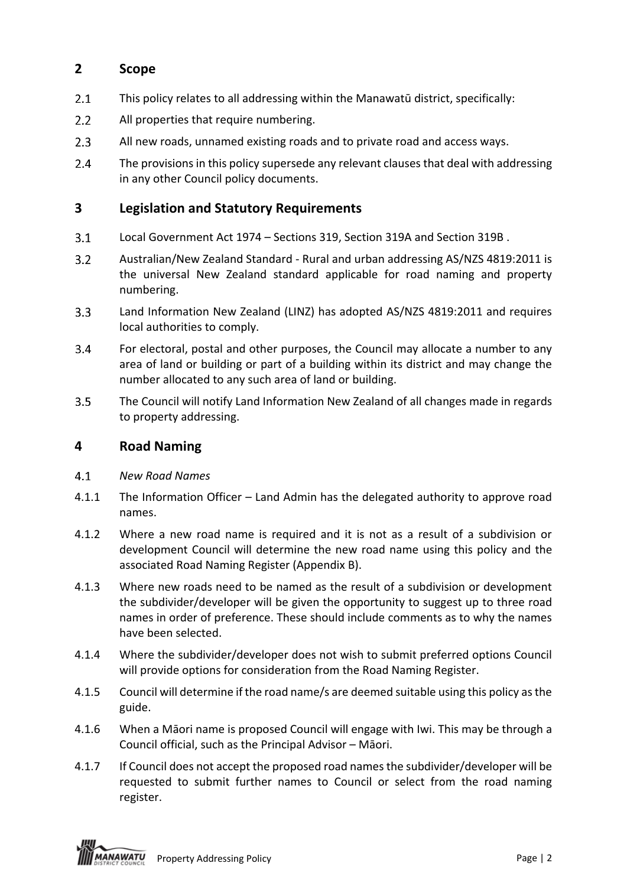## 2 Scope

2.1 This policy relates to all addressing within the Manawatū district, specifically:

2.2 All properties that require numbering.

2.3 All new roads, unnamed existing roads and to private road and access ways.

2.4 The provisions in this policy supersede any relevant clauses that deal with addressing in any other Council policy documents.

## 3 Legislation and Statutory Requirements

3.1 Local Government Act 1974 – Sections 319, Section 319A and Section 319B .

3.2 Australian/New Zealand Standard - Rural and urban addressing AS/NZS 4819:2011 is the universal New Zealand standard applicable for road naming and property numbering.

3.3 Land Information New Zealand (LINZ) has adopted AS/NZS 4819:2011 and requires local authorities to comply.

3.4 For electoral, postal and other purposes, the Council may allocate a number to any area of land or building or part of a building within its district and may change the number allocated to any such area of land or building.

3.5 The Council will notify Land Information New Zealand of all changes made in regards to property addressing.

## 4 Road Naming

4.1 *New Road Names*

4.1.1 The Information Officer – Land Admin has the delegated authority to approve road names.

4.1.2 Where a new road name is required and it is not as a result of a subdivision or development Council will determine the new road name using this policy and the associated Road Naming Register (Appendix B).

4.1.3 Where new roads need to be named as the result of a subdivision or development the subdivider/developer will be given the opportunity to suggest up to three road names in order of preference. These should include comments as to why the names have been selected.

4.1.4 Where the subdivider/developer does not wish to submit preferred options Council will provide options for consideration from the Road Naming Register.

4.1.5 Council will determine if the road name/s are deemed suitable using this policy as the guide.

4.1.6 When a Māori name is proposed Council will engage with Iwi. This may be through a Council official, such as the Principal Advisor – Māori.

4.1.7 If Council does not accept the proposed road names the subdivider/developer will be requested to submit further names to Council or select from the road naming register.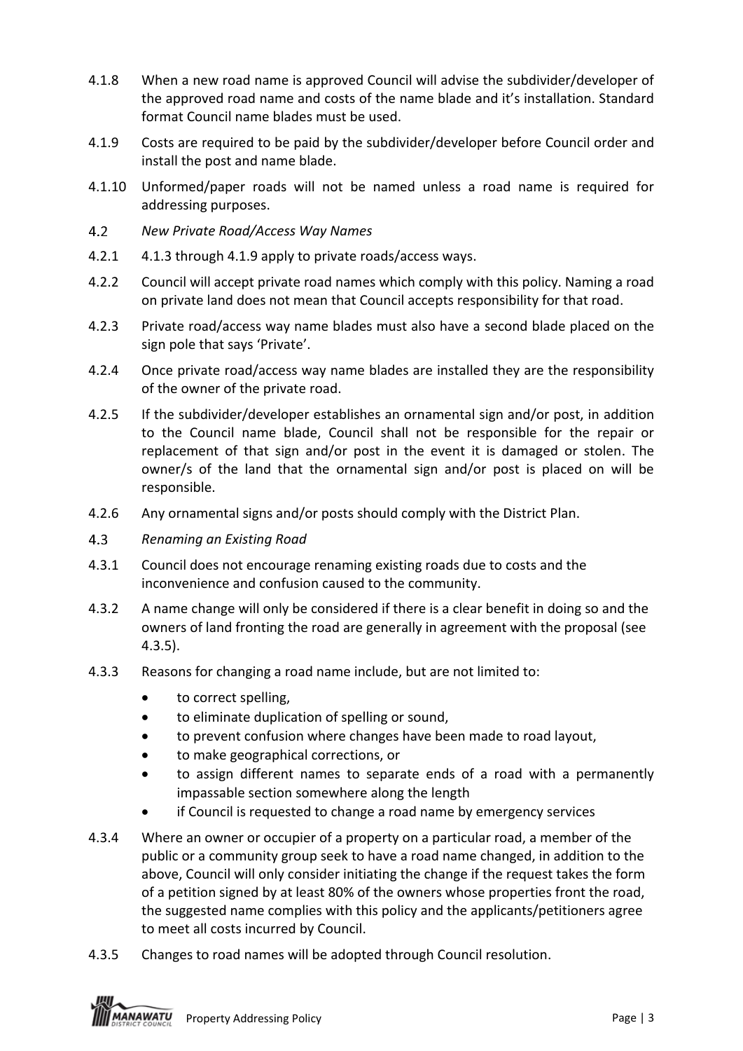4.1.8 When a new road name is approved Council will advise the subdivider/developer of the approved road name and costs of the name blade and it's installation. Standard format Council name blades must be used.

4.1.9 Costs are required to be paid by the subdivider/developer before Council order and install the post and name blade.

4.1.10 Unformed/paper roads will not be named unless a road name is required for addressing purposes.

4.2 *New Private Road/Access Way Names*

4.2.1 4.1.3 through 4.1.9 apply to private roads/access ways.

4.2.2 Council will accept private road names which comply with this policy. Naming a road on private land does not mean that Council accepts responsibility for that road.

4.2.3 Private road/access way name blades must also have a second blade placed on the sign pole that says 'Private'.

4.2.4 Once private road/access way name blades are installed they are the responsibility of the owner of the private road.

4.2.5 If the subdivider/developer establishes an ornamental sign and/or post, in addition to the Council name blade, Council shall not be responsible for the repair or replacement of that sign and/or post in the event it is damaged or stolen. The owner/s of the land that the ornamental sign and/or post is placed on will be responsible.

4.2.6 Any ornamental signs and/or posts should comply with the District Plan.

4.3 *Renaming an Existing Road*

4.3.1 Council does not encourage renaming existing roads due to costs and the inconvenience and confusion caused to the community.

4.3.2 A name change will only be considered if there is a clear benefit in doing so and the owners of land fronting the road are generally in agreement with the proposal (see 4.3.5).

4.3.3 Reasons for changing a road name include, but are not limited to:

- to correct spelling,
- to eliminate duplication of spelling or sound,
- to prevent confusion where changes have been made to road layout,
- to make geographical corrections, or
- to assign different names to separate ends of a road with a permanently impassable section somewhere along the length
- if Council is requested to change a road name by emergency services

4.3.4 Where an owner or occupier of a property on a particular road, a member of the public or a community group seek to have a road name changed, in addition to the above, Council will only consider initiating the change if the request takes the form of a petition signed by at least 80% of the owners whose properties front the road, the suggested name complies with this policy and the applicants/petitioners agree to meet all costs incurred by Council.

4.3.5 Changes to road names will be adopted through Council resolution.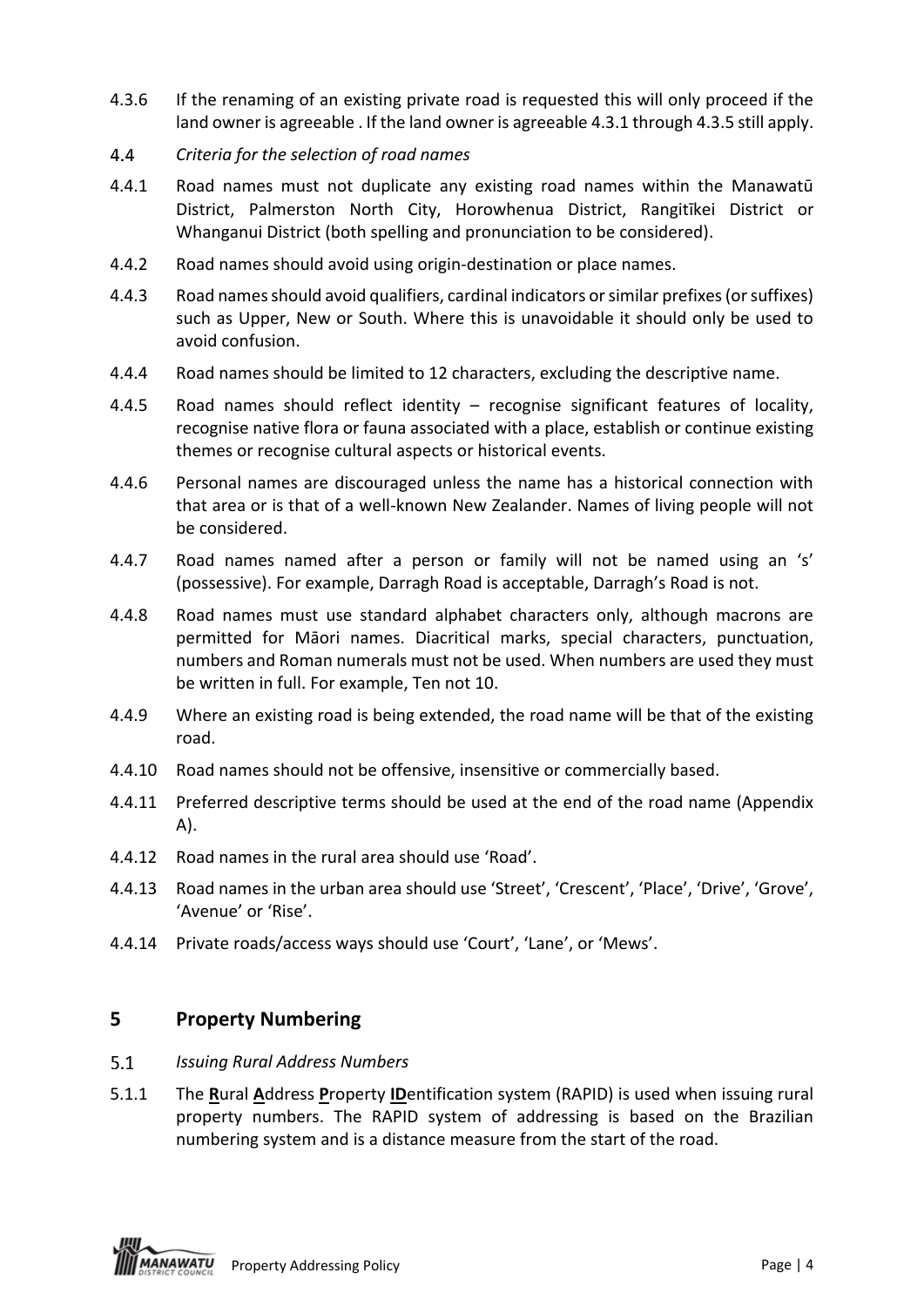4.3.6 If the renaming of an existing private road is requested this will only proceed if the land owner is agreeable . If the land owner is agreeable 4.3.1 through 4.3.5 still apply.

4.4 *Criteria for the selection of road names*

4.4.1 Road names must not duplicate any existing road names within the Manawatū District, Palmerston North City, Horowhenua District, Rangitīkei District or Whanganui District (both spelling and pronunciation to be considered).

4.4.2 Road names should avoid using origin-destination or place names.

4.4.3 Road names should avoid qualifiers, cardinal indicators or similar prefixes (or suffixes) such as Upper, New or South. Where this is unavoidable it should only be used to avoid confusion.

4.4.4 Road names should be limited to 12 characters, excluding the descriptive name.

4.4.5 Road names should reflect identity – recognise significant features of locality, recognise native flora or fauna associated with a place, establish or continue existing themes or recognise cultural aspects or historical events.

4.4.6 Personal names are discouraged unless the name has a historical connection with that area or is that of a well-known New Zealander. Names of living people will not be considered.

4.4.7 Road names named after a person or family will not be named using an 's' (possessive). For example, Darragh Road is acceptable, Darragh's Road is not.

4.4.8 Road names must use standard alphabet characters only, although macrons are permitted for Māori names. Diacritical marks, special characters, punctuation, numbers and Roman numerals must not be used. When numbers are used they must be written in full. For example, Ten not 10.

4.4.9 Where an existing road is being extended, the road name will be that of the existing road.

4.4.10 Road names should not be offensive, insensitive or commercially based.

4.4.11 Preferred descriptive terms should be used at the end of the road name (Appendix A).

4.4.12 Road names in the rural area should use 'Road'.

4.4.13 Road names in the urban area should use 'Street', 'Crescent', 'Place', 'Drive', 'Grove', 'Avenue' or 'Rise'.

4.4.14 Private roads/access ways should use 'Court', 'Lane', or 'Mews'.

## 5 Property Numbering

5.1 *Issuing Rural Address Numbers*

5.1.1 The **R**ural **A**ddress **P**roperty **ID**entification system (RAPID) is used when issuing rural property numbers. The RAPID system of addressing is based on the Brazilian numbering system and is a distance measure from the start of the road.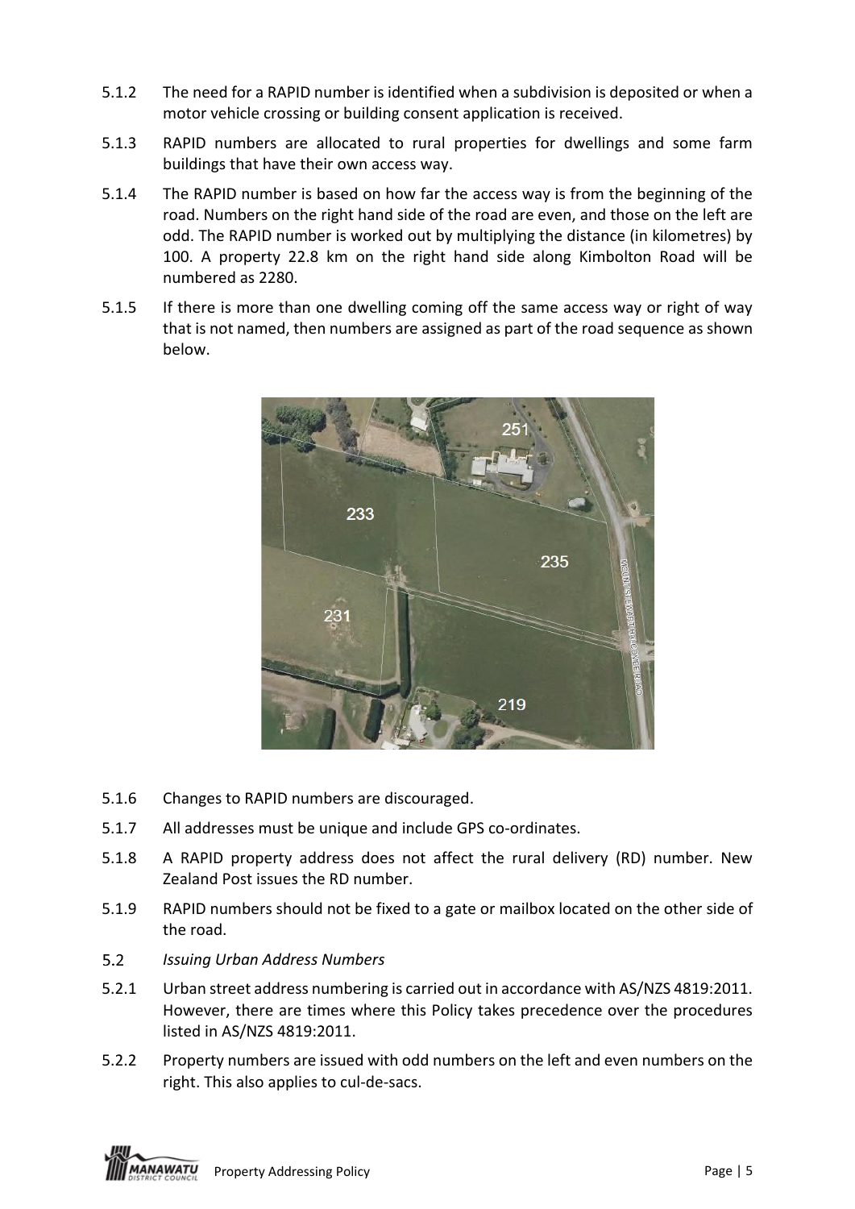5.1.2 The need for a RAPID number is identified when a subdivision is deposited or when a motor vehicle crossing or building consent application is received.

5.1.3 RAPID numbers are allocated to rural properties for dwellings and some farm buildings that have their own access way.

5.1.4 The RAPID number is based on how far the access way is from the beginning of the road. Numbers on the right hand side of the road are even, and those on the left are odd. The RAPID number is worked out by multiplying the distance (in kilometres) by 100. A property 22.8 km on the right hand side along Kimbolton Road will be numbered as 2280.

5.1.5 If there is more than one dwelling coming off the same access way or right of way that is not named, then numbers are assigned as part of the road sequence as shown below.

5.1.6 Changes to RAPID numbers are discouraged.

5.1.7 All addresses must be unique and include GPS co-ordinates.

5.1.8 A RAPID property address does not affect the rural delivery (RD) number. New Zealand Post issues the RD number.

5.1.9 RAPID numbers should not be fixed to a gate or mailbox located on the other side of the road.

5.2 *Issuing Urban Address Numbers*

5.2.1 Urban street address numbering is carried out in accordance with AS/NZS 4819:2011. However, there are times where this Policy takes precedence over the procedures listed in AS/NZS 4819:2011.

5.2.2 Property numbers are issued with odd numbers on the left and even numbers on the right. This also applies to cul-de-sacs.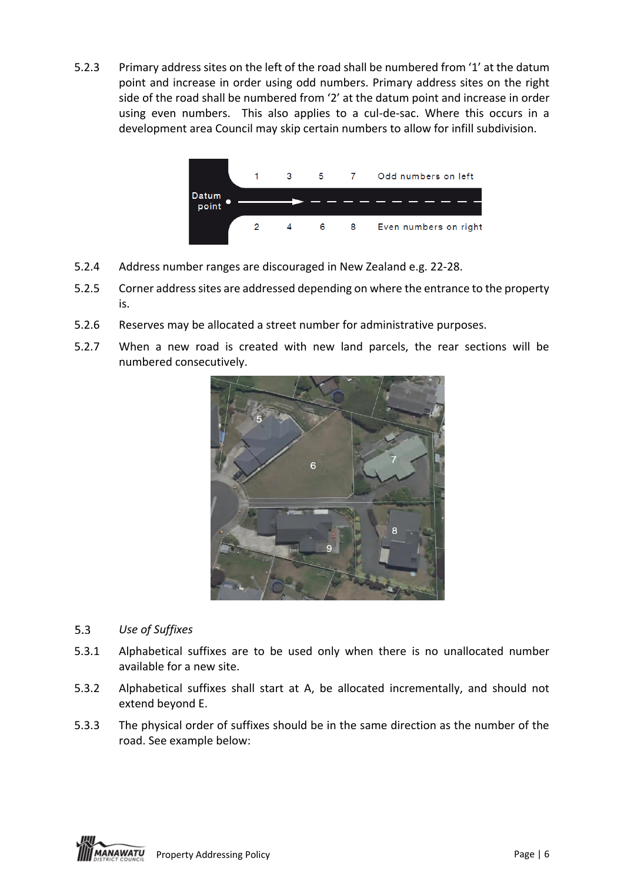5.2.3 Primary address sites on the left of the road shall be numbered from ‘1’ at the datum point and increase in order using odd numbers. Primary address sites on the right side of the road shall be numbered from ‘2’ at the datum point and increase in order using even numbers. This also applies to a cul-de-sac. Where this occurs in a development area Council may skip certain numbers to allow for infill subdivision.

5.2.4 Address number ranges are discouraged in New Zealand e.g. 22-28.

5.2.5 Corner address sites are addressed depending on where the entrance to the property is.

5.2.6 Reserves may be allocated a street number for administrative purposes.

5.2.7 When a new road is created with new land parcels, the rear sections will be numbered consecutively.

5.3 *Use of Suffixes*

5.3.1 Alphabetical suffixes are to be used only when there is no unallocated number available for a new site.

5.3.2 Alphabetical suffixes shall start at A, be allocated incrementally, and should not extend beyond E.

5.3.3 The physical order of suffixes should be in the same direction as the number of the road. See example below: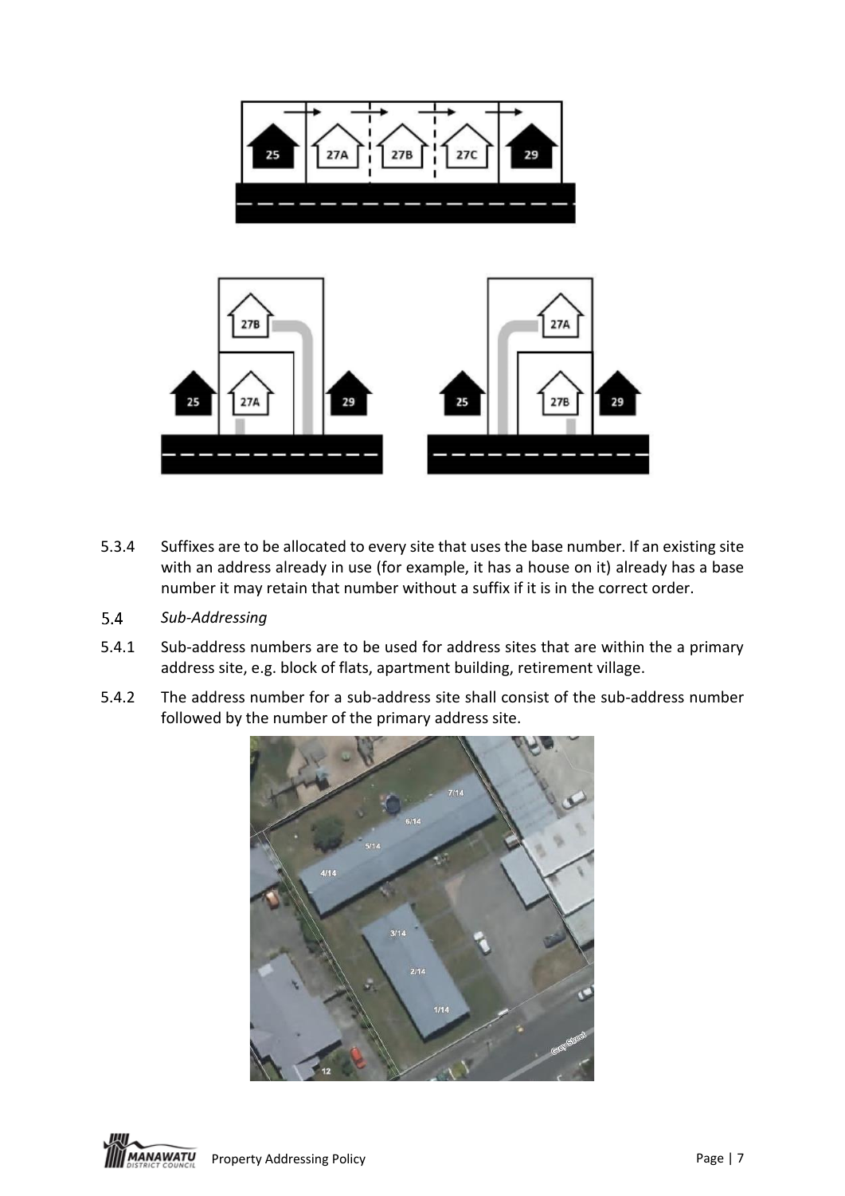5.3.4 Suffixes are to be allocated to every site that uses the base number. If an existing site with an address already in use (for example, it has a house on it) already has a base number it may retain that number without a suffix if it is in the correct order.

### 5.4 *Sub-Addressing*

5.4.1 Sub-address numbers are to be used for address sites that are within the a primary address site, e.g. block of flats, apartment building, retirement village.

5.4.2 The address number for a sub-address site shall consist of the sub-address number followed by the number of the primary address site.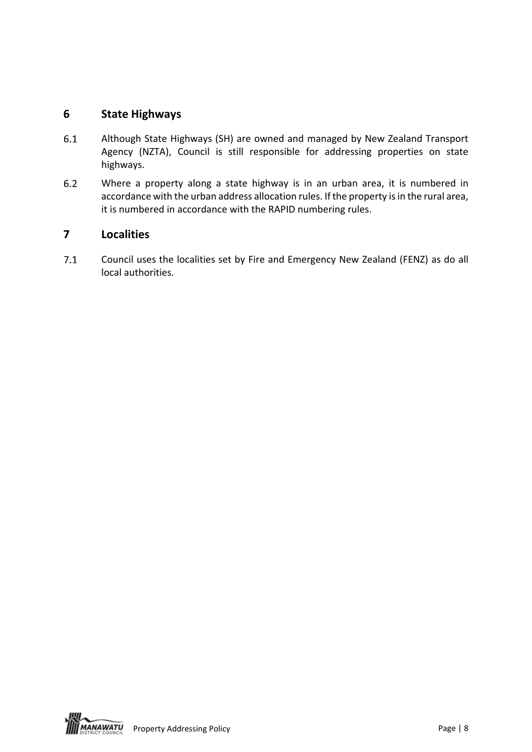## 6 State Highways

6.1 Although State Highways (SH) are owned and managed by New Zealand Transport Agency (NZTA), Council is still responsible for addressing properties on state highways.

6.2 Where a property along a state highway is in an urban area, it is numbered in accordance with the urban address allocation rules. If the property is in the rural area, it is numbered in accordance with the RAPID numbering rules.

## 7 Localities

7.1 Council uses the localities set by Fire and Emergency New Zealand (FENZ) as do all local authorities.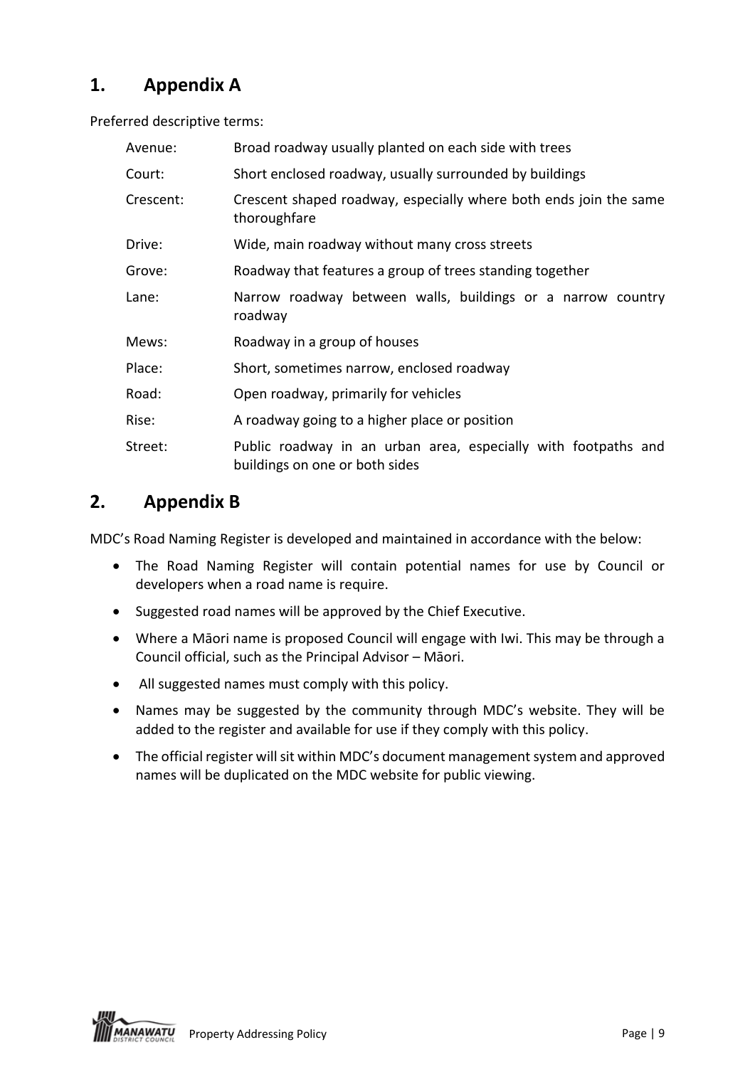## 1. Appendix A

Preferred descriptive terms:

| | |
|---|---|
| Avenue: | Broad roadway usually planted on each side with trees |
| Court: | Short enclosed roadway, usually surrounded by buildings |
| Crescent: | Crescent shaped roadway, especially where both ends join the same thoroughfare |
| Drive: | Wide, main roadway without many cross streets |
| Grove: | Roadway that features a group of trees standing together |
| Lane: | Narrow roadway between walls, buildings or a narrow country roadway |
| Mews: | Roadway in a group of houses |
| Place: | Short, sometimes narrow, enclosed roadway |
| Road: | Open roadway, primarily for vehicles |
| Rise: | A roadway going to a higher place or position |
| Street: | Public roadway in an urban area, especially with footpaths and buildings on one or both sides |

## 2. Appendix B

MDC's Road Naming Register is developed and maintained in accordance with the below:

- The Road Naming Register will contain potential names for use by Council or developers when a road name is require.
- Suggested road names will be approved by the Chief Executive.
- Where a Māori name is proposed Council will engage with Iwi. This may be through a Council official, such as the Principal Advisor – Māori.
- All suggested names must comply with this policy.
- Names may be suggested by the community through MDC's website. They will be added to the register and available for use if they comply with this policy.
- The official register will sit within MDC's document management system and approved names will be duplicated on the MDC website for public viewing.